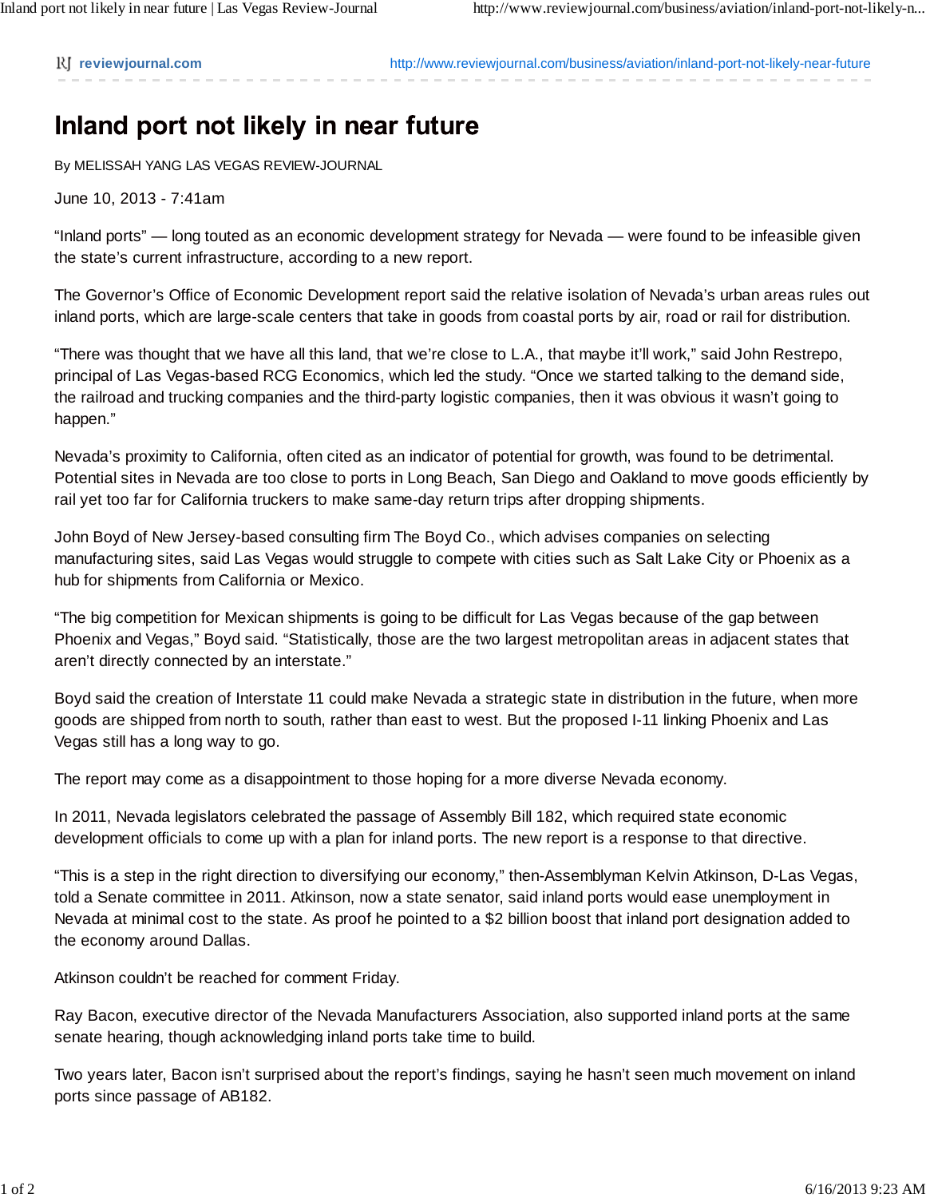# Inland port not likely in near future

By MELISSAH YANG LAS VEGAS REVIEW-JOURNAL

June 10, 2013 - 7:41am

“Inland ports” — long touted as an economic development strategy for Nevada — were found to be infeasible given the state’s current infrastructure, according to a new report.

The Governor’s Office of Economic Development report said the relative isolation of Nevada’s urban areas rules out inland ports, which are large-scale centers that take in goods from coastal ports by air, road or rail for distribution.

“There was thought that we have all this land, that we’re close to L.A., that maybe it’ll work,” said John Restrepo, principal of Las Vegas-based RCG Economics, which led the study. “Once we started talking to the demand side, the railroad and trucking companies and the third-party logistic companies, then it was obvious it wasn’t going to happen.”

Nevada’s proximity to California, often cited as an indicator of potential for growth, was found to be detrimental. Potential sites in Nevada are too close to ports in Long Beach, San Diego and Oakland to move goods efficiently by rail yet too far for California truckers to make same-day return trips after dropping shipments.

John Boyd of New Jersey-based consulting firm The Boyd Co., which advises companies on selecting manufacturing sites, said Las Vegas would struggle to compete with cities such as Salt Lake City or Phoenix as a hub for shipments from California or Mexico.

“The big competition for Mexican shipments is going to be difficult for Las Vegas because of the gap between Phoenix and Vegas,” Boyd said. “Statistically, those are the two largest metropolitan areas in adjacent states that aren’t directly connected by an interstate.”

Boyd said the creation of Interstate 11 could make Nevada a strategic state in distribution in the future, when more goods are shipped from north to south, rather than east to west. But the proposed I-11 linking Phoenix and Las Vegas still has a long way to go.

The report may come as a disappointment to those hoping for a more diverse Nevada economy.

In 2011, Nevada legislators celebrated the passage of Assembly Bill 182, which required state economic development officials to come up with a plan for inland ports. The new report is a response to that directive.

“This is a step in the right direction to diversifying our economy,” then-Assemblyman Kelvin Atkinson, D-Las Vegas, told a Senate committee in 2011. Atkinson, now a state senator, said inland ports would ease unemployment in Nevada at minimal cost to the state. As proof he pointed to a $2 billion boost that inland port designation added to the economy around Dallas.

Atkinson couldn’t be reached for comment Friday.

Ray Bacon, executive director of the Nevada Manufacturers Association, also supported inland ports at the same senate hearing, though acknowledging inland ports take time to build.

Two years later, Bacon isn’t surprised about the report’s findings, saying he hasn’t seen much movement on inland ports since passage of AB182.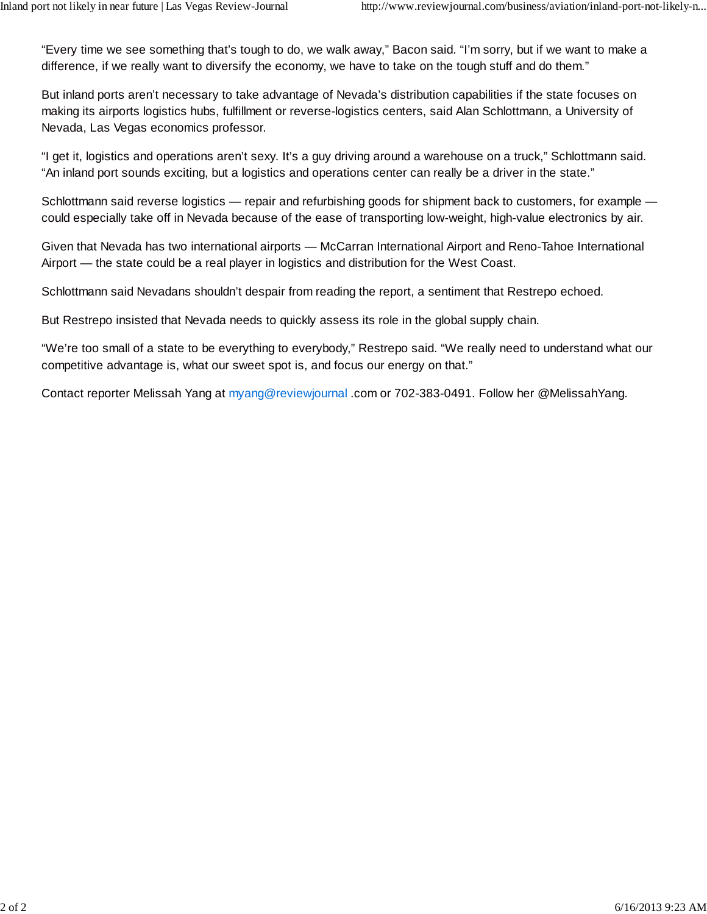“Every time we see something that’s tough to do, we walk away,” Bacon said. “I’m sorry, but if we want to make a difference, if we really want to diversify the economy, we have to take on the tough stuff and do them.”

But inland ports aren’t necessary to take advantage of Nevada’s distribution capabilities if the state focuses on making its airports logistics hubs, fulfillment or reverse-logistics centers, said Alan Schlottmann, a University of Nevada, Las Vegas economics professor.

“I get it, logistics and operations aren’t sexy. It’s a guy driving around a warehouse on a truck,” Schlottmann said. “An inland port sounds exciting, but a logistics and operations center can really be a driver in the state.”

Schlottmann said reverse logistics — repair and refurbishing goods for shipment back to customers, for example — could especially take off in Nevada because of the ease of transporting low-weight, high-value electronics by air.

Given that Nevada has two international airports — McCarran International Airport and Reno-Tahoe International Airport — the state could be a real player in logistics and distribution for the West Coast.

Schlottmann said Nevadans shouldn’t despair from reading the report, a sentiment that Restrepo echoed.

But Restrepo insisted that Nevada needs to quickly assess its role in the global supply chain.

“We’re too small of a state to be everything to everybody,” Restrepo said. “We really need to understand what our competitive advantage is, what our sweet spot is, and focus our energy on that.”

Contact reporter Melissah Yang at myang@reviewjournal .com or 702-383-0491. Follow her @MelissahYang.